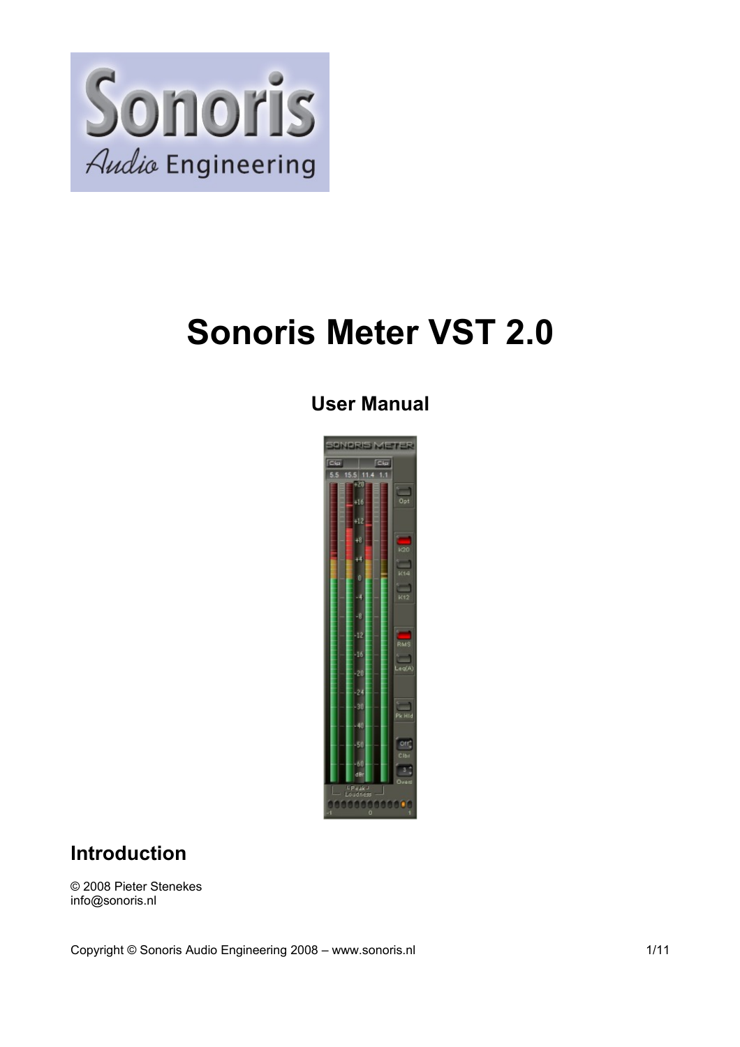# Sonoris Meter VST 2.0

### User Manual

## Introduction

© 2008 Pieter Stenekes
info@sonoris.nl

Copyright © Sonoris Audio Engineering 2008 – www.sonoris.nl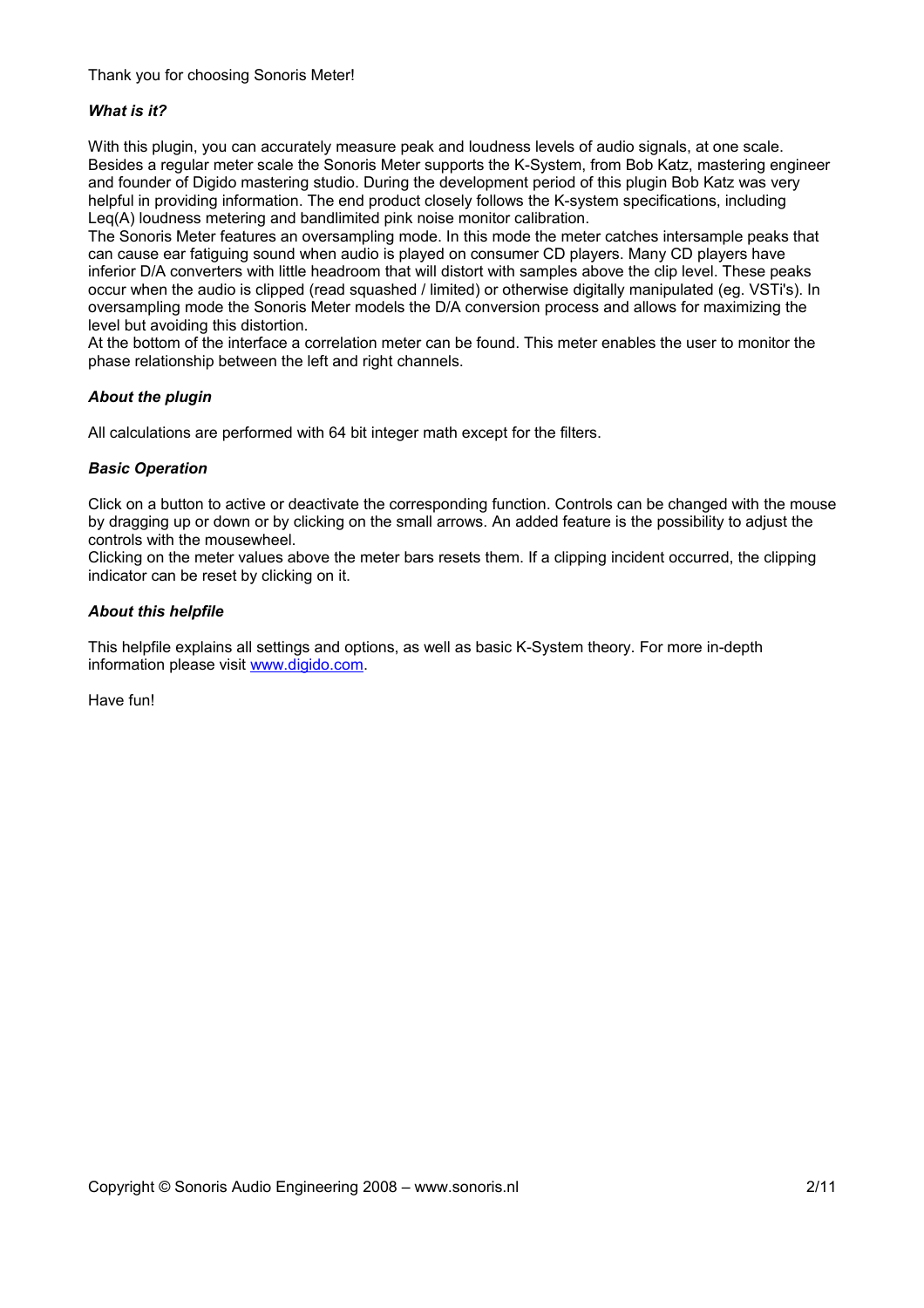Thank you for choosing Sonoris Meter!

***What is it?***

With this plugin, you can accurately measure peak and loudness levels of audio signals, at one scale. Besides a regular meter scale the Sonoris Meter supports the K-System, from Bob Katz, mastering engineer and founder of Digido mastering studio. During the development period of this plugin Bob Katz was very helpful in providing information. The end product closely follows the K-system specifications, including Leq(A) loudness metering and bandlimited pink noise monitor calibration.
The Sonoris Meter features an oversampling mode. In this mode the meter catches intersample peaks that can cause ear fatiguing sound when audio is played on consumer CD players. Many CD players have inferior D/A converters with little headroom that will distort with samples above the clip level. These peaks occur when the audio is clipped (read squashed / limited) or otherwise digitally manipulated (eg. VSTi's). In oversampling mode the Sonoris Meter models the D/A conversion process and allows for maximizing the level but avoiding this distortion.
At the bottom of the interface a correlation meter can be found. This meter enables the user to monitor the phase relationship between the left and right channels.

***About the plugin***

All calculations are performed with 64 bit integer math except for the filters.

***Basic Operation***

Click on a button to active or deactivate the corresponding function. Controls can be changed with the mouse by dragging up or down or by clicking on the small arrows. An added feature is the possibility to adjust the controls with the mousewheel.
Clicking on the meter values above the meter bars resets them. If a clipping incident occurred, the clipping indicator can be reset by clicking on it.

***About this helpfile***

This helpfile explains all settings and options, as well as basic K-System theory. For more in-depth information please visit [www.digido.com](http://www.digido.com).

Have fun!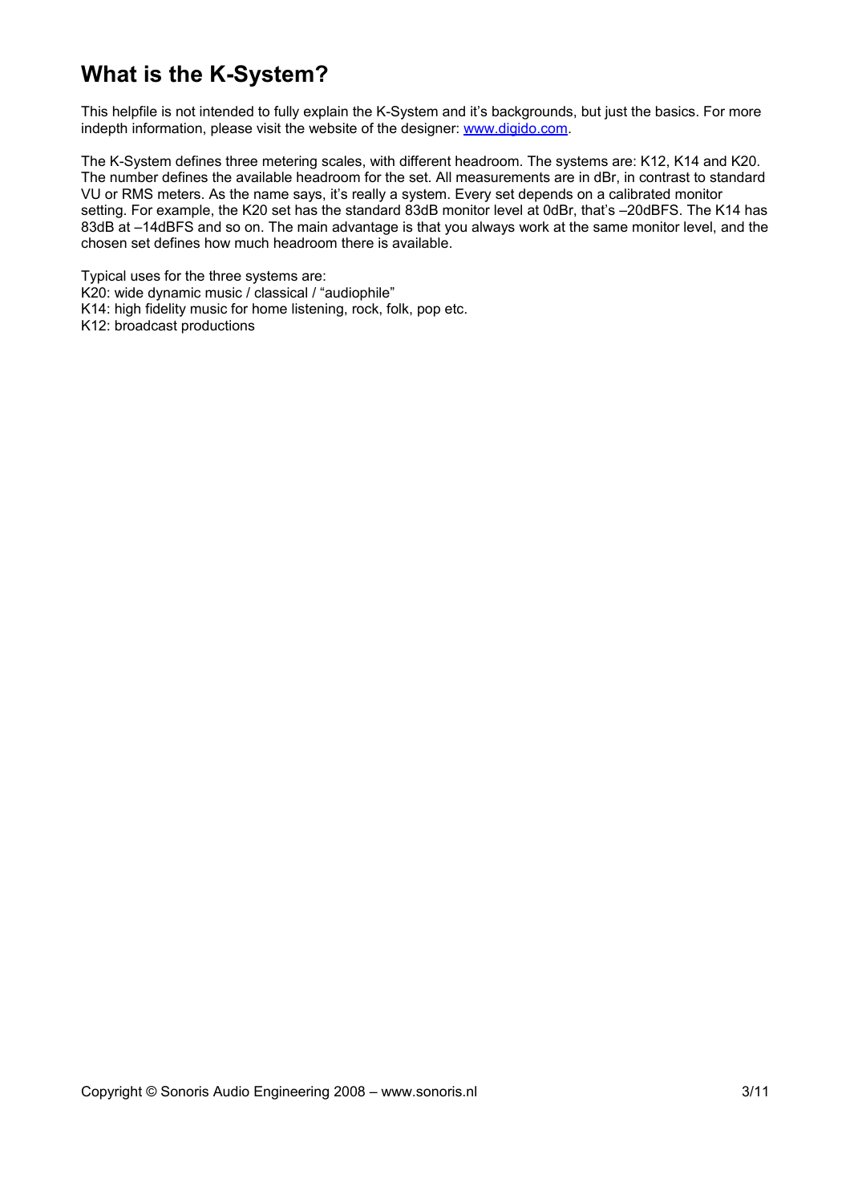# What is the K-System?

This helpfile is not intended to fully explain the K-System and it's backgrounds, but just the basics. For more indepth information, please visit the website of the designer: [www.digido.com](http://www.digido.com).

The K-System defines three metering scales, with different headroom. The systems are: K12, K14 and K20. The number defines the available headroom for the set. All measurements are in dBr, in contrast to standard VU or RMS meters. As the name says, it's really a system. Every set depends on a calibrated monitor setting. For example, the K20 set has the standard 83dB monitor level at 0dBr, that's –20dBFS. The K14 has 83dB at –14dBFS and so on. The main advantage is that you always work at the same monitor level, and the chosen set defines how much headroom there is available.

Typical uses for the three systems are:
K20: wide dynamic music / classical / "audiophile"
K14: high fidelity music for home listening, rock, folk, pop etc.
K12: broadcast productions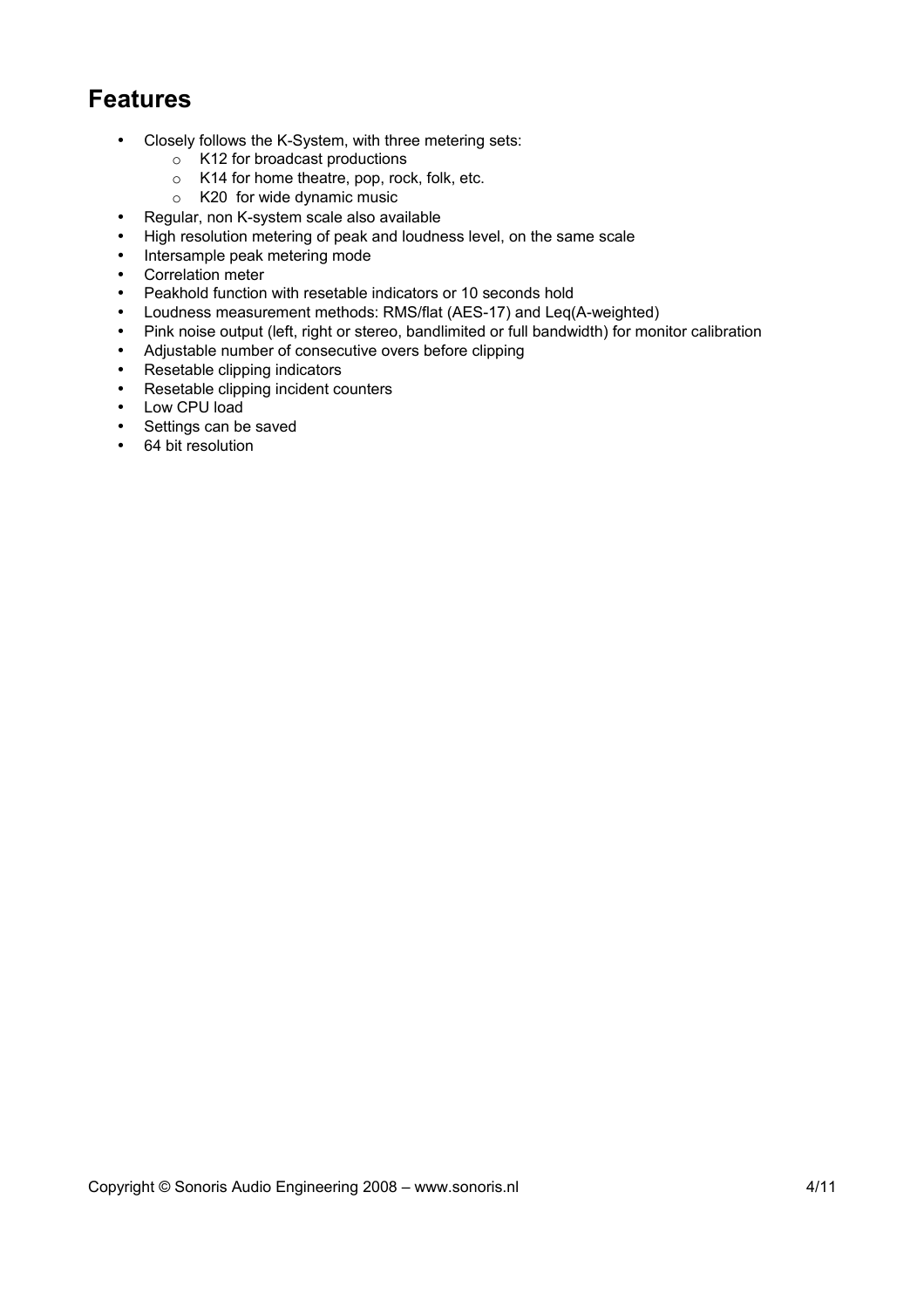## Features

- Closely follows the K-System, with three metering sets:
  - K12 for broadcast productions
  - K14 for home theatre, pop, rock, folk, etc.
  - K20 for wide dynamic music
- Regular, non K-system scale also available
- High resolution metering of peak and loudness level, on the same scale
- Intersample peak metering mode
- Correlation meter
- Peakhold function with resetable indicators or 10 seconds hold
- Loudness measurement methods: RMS/flat (AES-17) and Leq(A-weighted)
- Pink noise output (left, right or stereo, bandlimited or full bandwidth) for monitor calibration
- Adjustable number of consecutive overs before clipping
- Resetable clipping indicators
- Resetable clipping incident counters
- Low CPU load
- Settings can be saved
- 64 bit resolution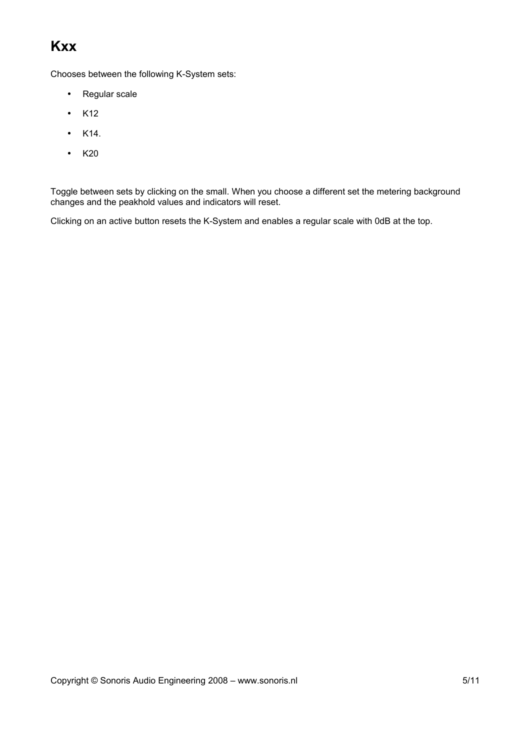# Kxx

Chooses between the following K-System sets:

- Regular scale
- K12
- K14.
- K20

Toggle between sets by clicking on the small. When you choose a different set the metering background changes and the peakhold values and indicators will reset.

Clicking on an active button resets the K-System and enables a regular scale with 0dB at the top.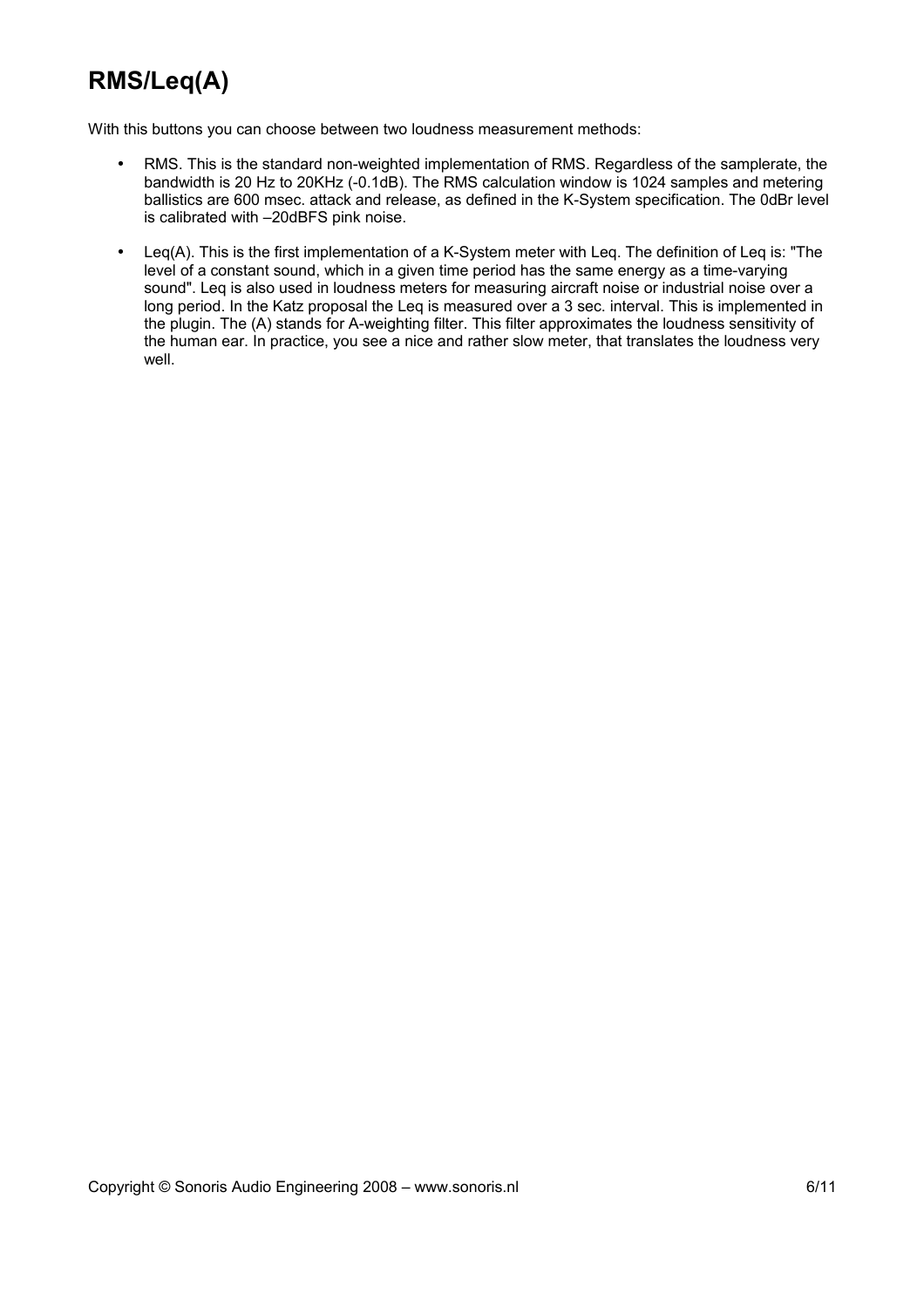# RMS/Leq(A)

With this buttons you can choose between two loudness measurement methods:

- RMS. This is the standard non-weighted implementation of RMS. Regardless of the samplerate, the bandwidth is 20 Hz to 20KHz (-0.1dB). The RMS calculation window is 1024 samples and metering ballistics are 600 msec. attack and release, as defined in the K-System specification. The 0dBr level is calibrated with –20dBFS pink noise.
- Leq(A). This is the first implementation of a K-System meter with Leq. The definition of Leq is: "The level of a constant sound, which in a given time period has the same energy as a time-varying sound". Leq is also used in loudness meters for measuring aircraft noise or industrial noise over a long period. In the Katz proposal the Leq is measured over a 3 sec. interval. This is implemented in the plugin. The (A) stands for A-weighting filter. This filter approximates the loudness sensitivity of the human ear. In practice, you see a nice and rather slow meter, that translates the loudness very well.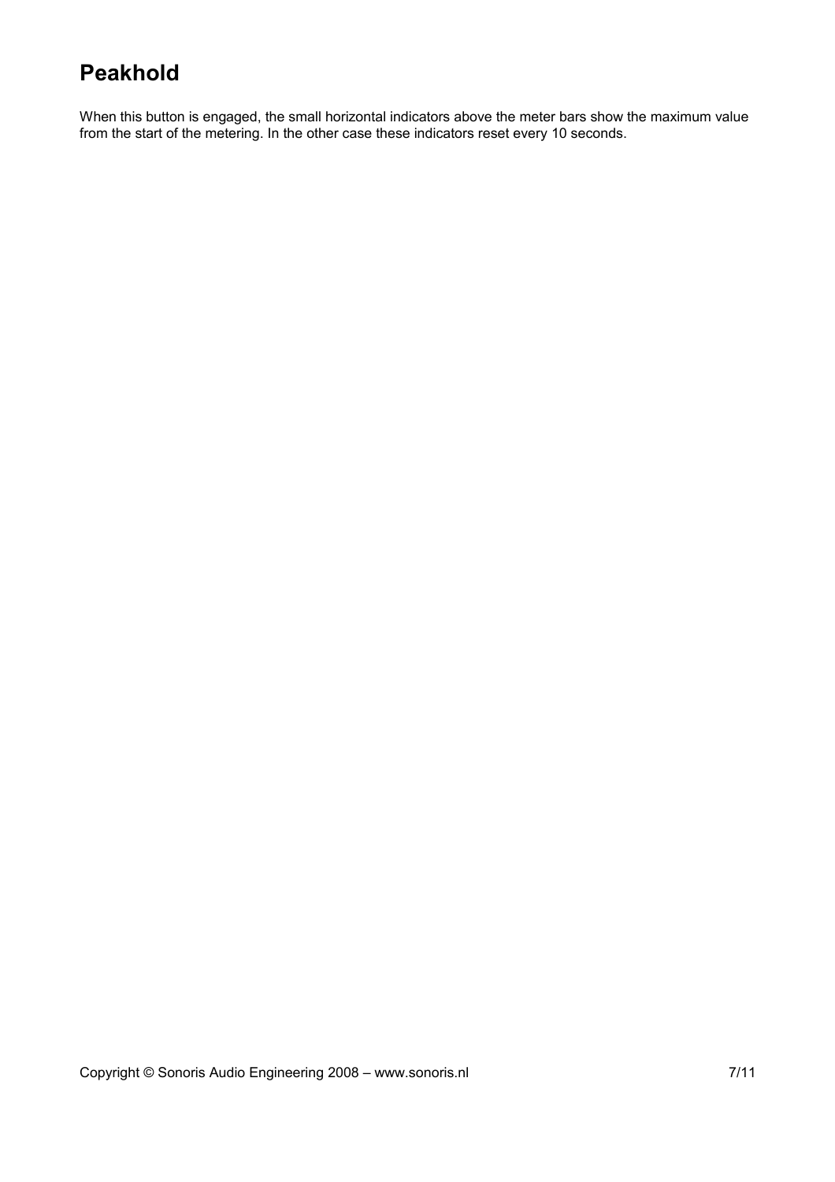# Peakhold

When this button is engaged, the small horizontal indicators above the meter bars show the maximum value from the start of the metering. In the other case these indicators reset every 10 seconds.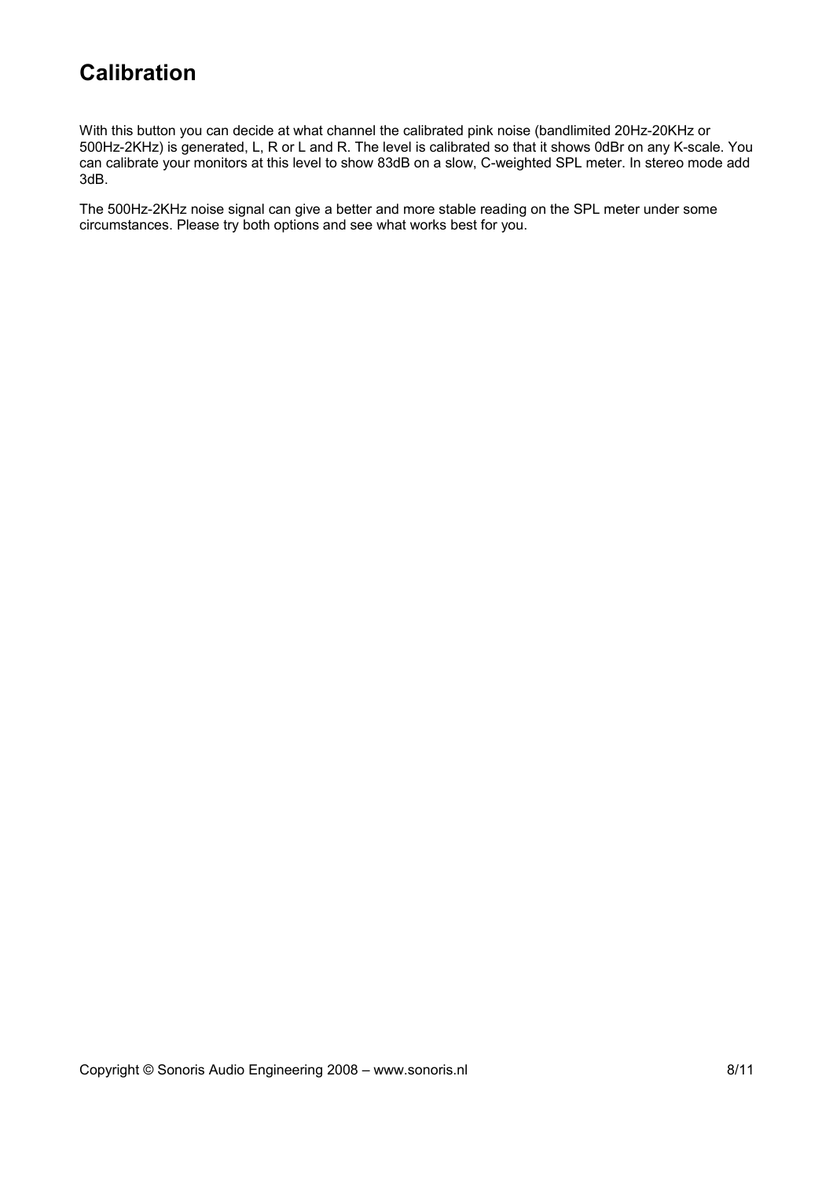# Calibration

With this button you can decide at what channel the calibrated pink noise (bandlimited 20Hz-20KHz or 500Hz-2KHz) is generated, L, R or L and R. The level is calibrated so that it shows 0dBr on any K-scale. You can calibrate your monitors at this level to show 83dB on a slow, C-weighted SPL meter. In stereo mode add 3dB.

The 500Hz-2KHz noise signal can give a better and more stable reading on the SPL meter under some circumstances. Please try both options and see what works best for you.

Copyright © Sonoris Audio Engineering 2008 – www.sonoris.nl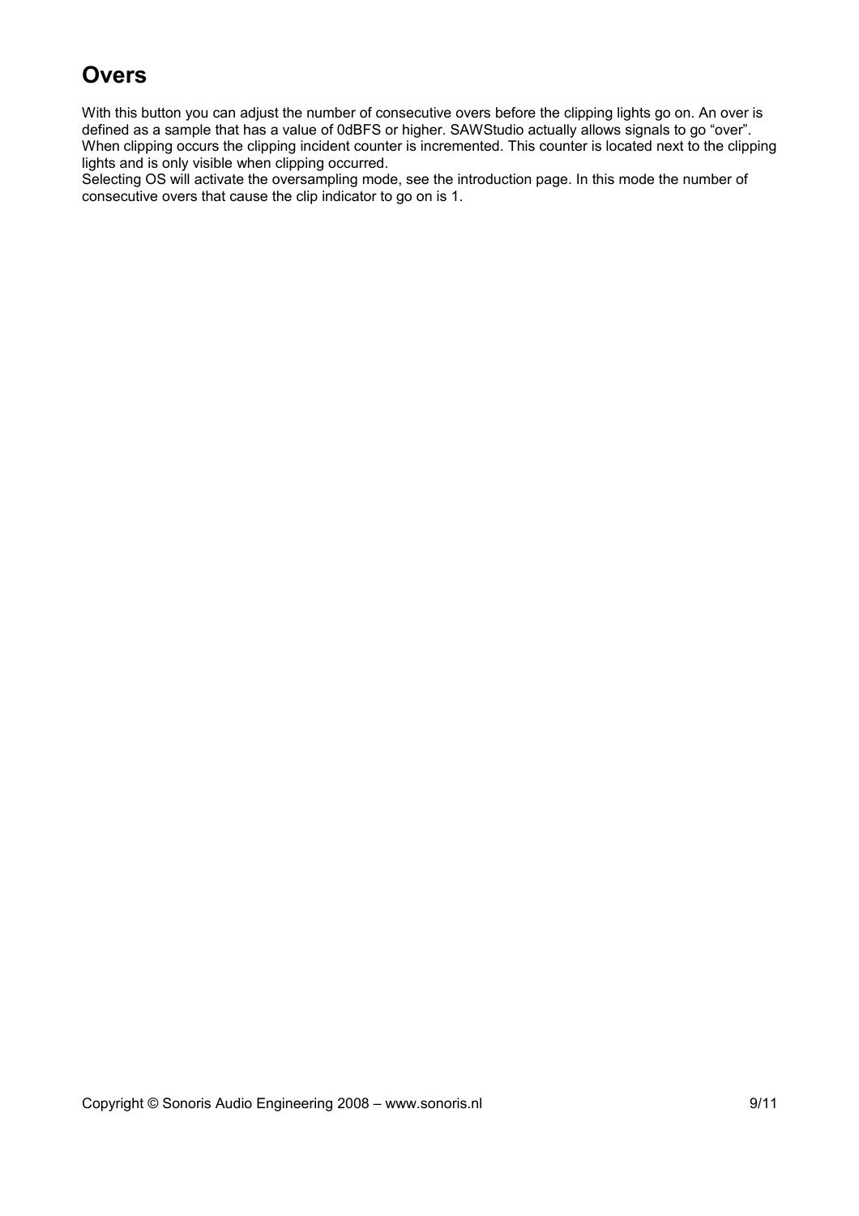# Overs

With this button you can adjust the number of consecutive overs before the clipping lights go on. An over is defined as a sample that has a value of 0dBFS or higher. SAWStudio actually allows signals to go “over”. When clipping occurs the clipping incident counter is incremented. This counter is located next to the clipping lights and is only visible when clipping occurred.
Selecting OS will activate the oversampling mode, see the introduction page. In this mode the number of consecutive overs that cause the clip indicator to go on is 1.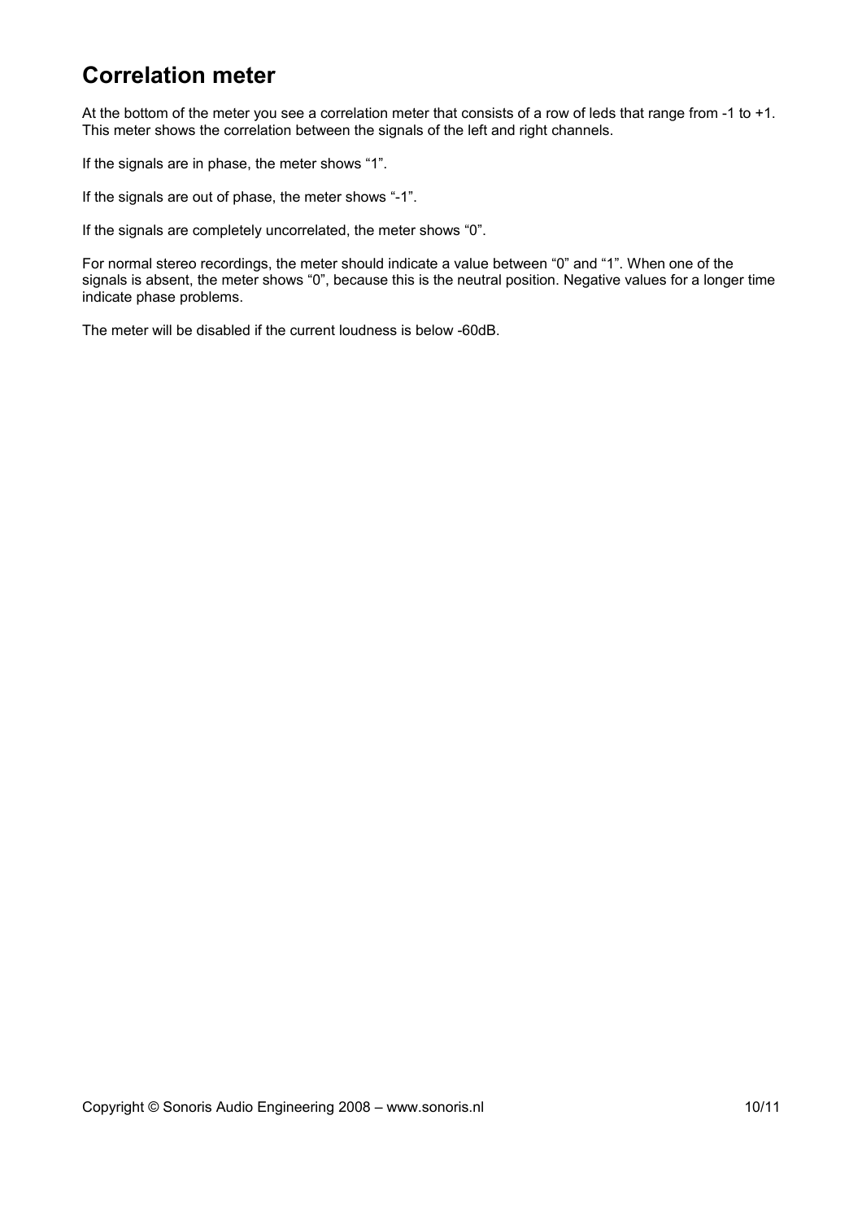# Correlation meter

At the bottom of the meter you see a correlation meter that consists of a row of leds that range from -1 to +1. This meter shows the correlation between the signals of the left and right channels.

If the signals are in phase, the meter shows “1”.

If the signals are out of phase, the meter shows “-1”.

If the signals are completely uncorrelated, the meter shows “0”.

For normal stereo recordings, the meter should indicate a value between “0” and “1”. When one of the signals is absent, the meter shows “0”, because this is the neutral position. Negative values for a longer time indicate phase problems.

The meter will be disabled if the current loudness is below -60dB.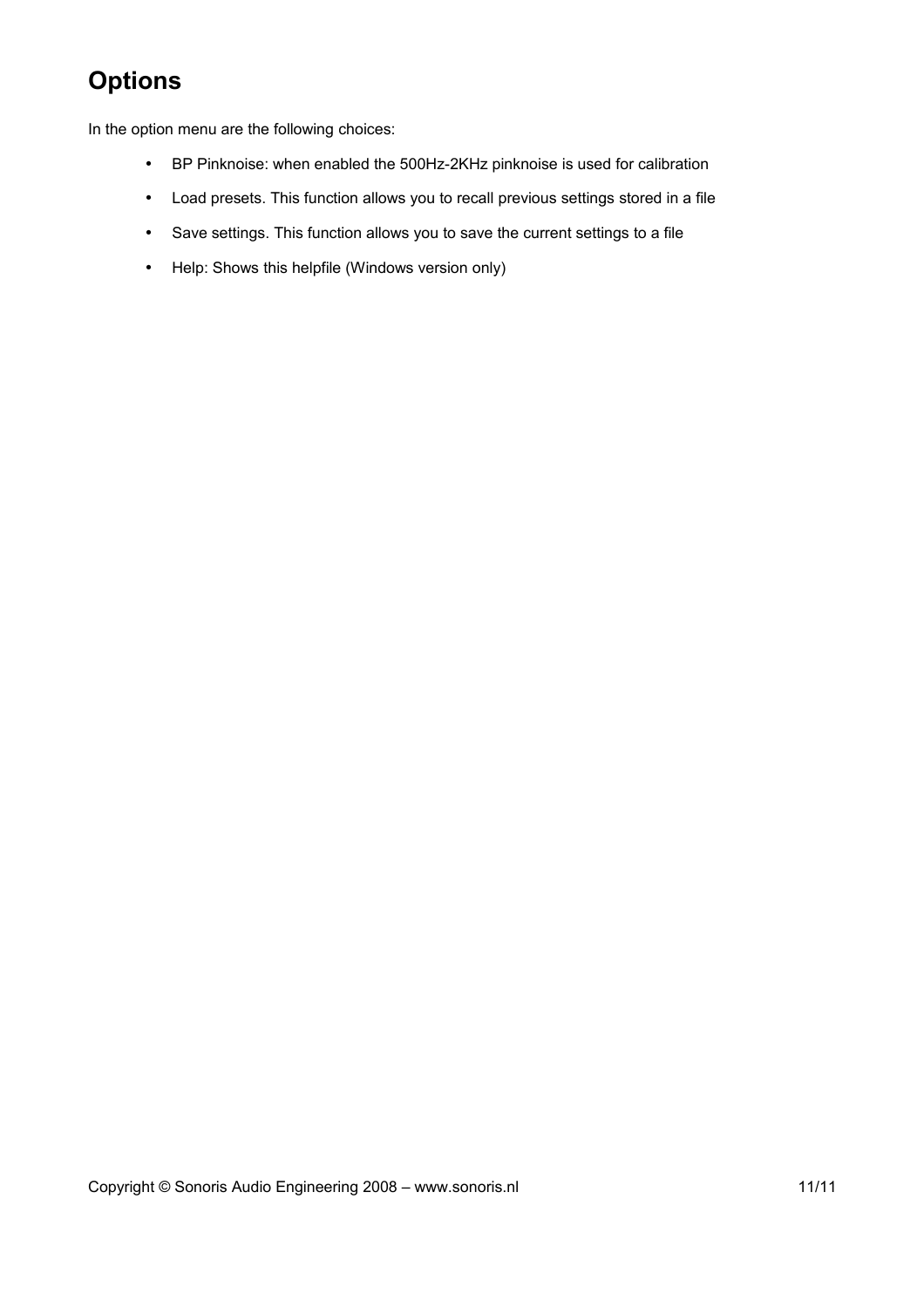# Options

In the option menu are the following choices:

- BP Pinknoise: when enabled the 500Hz-2KHz pinknoise is used for calibration
- Load presets. This function allows you to recall previous settings stored in a file
- Save settings. This function allows you to save the current settings to a file
- Help: Shows this helpfile (Windows version only)